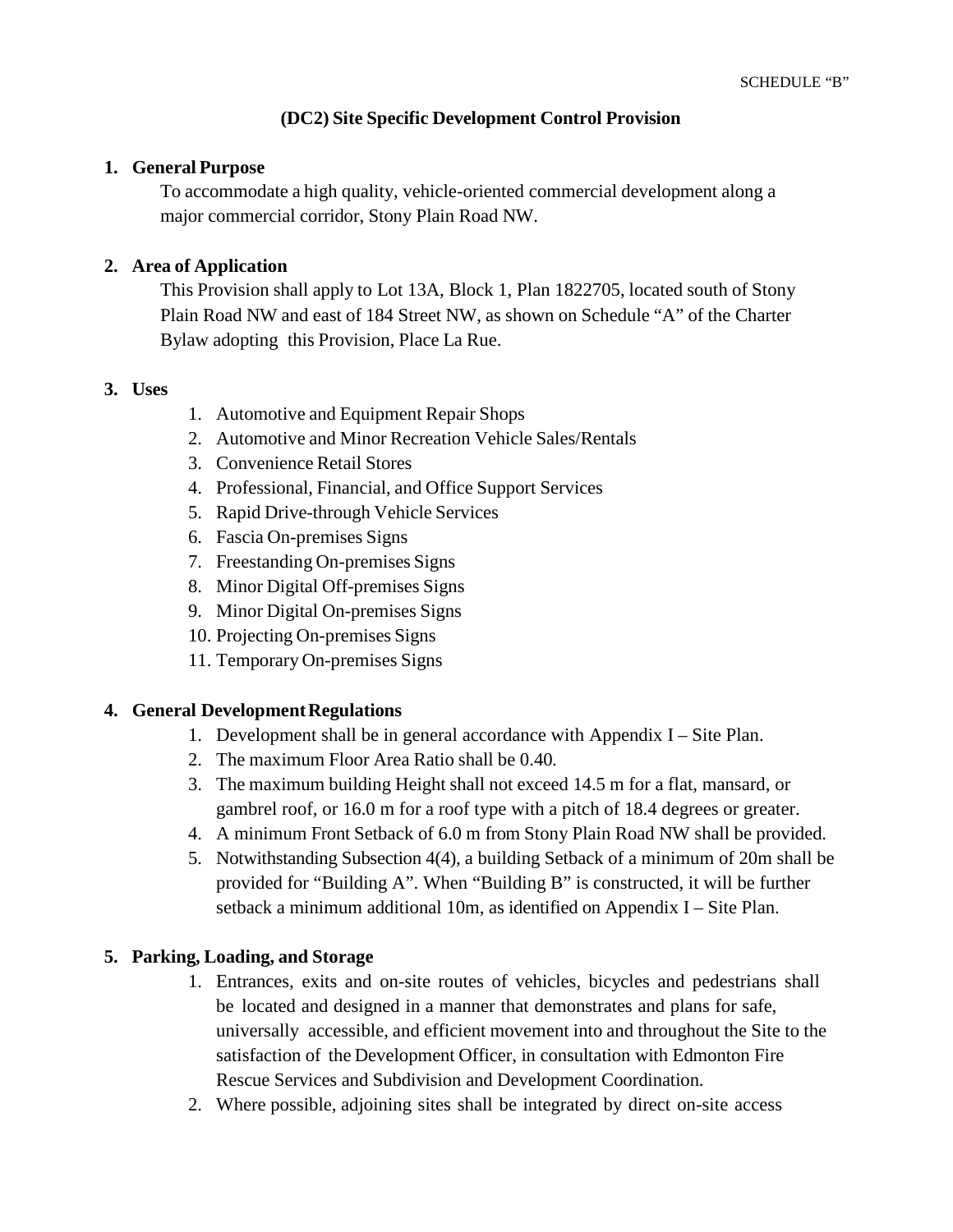SCHEDULE "B"

## (DC2) Site Specific Development Control Provision

### 1. General Purpose

To accommodate a high quality, vehicle-oriented commercial development along a major commercial corridor, Stony Plain Road NW.

### 2. Area of Application

This Provision shall apply to Lot 13A, Block 1, Plan 1822705, located south of Stony Plain Road NW and east of 184 Street NW, as shown on Schedule "A" of the Charter Bylaw adopting this Provision, Place La Rue.

### 3. Uses

1. Automotive and Equipment Repair Shops
2. Automotive and Minor Recreation Vehicle Sales/Rentals
3. Convenience Retail Stores
4. Professional, Financial, and Office Support Services
5. Rapid Drive-through Vehicle Services
6. Fascia On-premises Signs
7. Freestanding On-premises Signs
8. Minor Digital Off-premises Signs
9. Minor Digital On-premises Signs
10. Projecting On-premises Signs
11. Temporary On-premises Signs

### 4. General Development Regulations

1. Development shall be in general accordance with Appendix I – Site Plan.
2. The maximum Floor Area Ratio shall be 0.40.
3. The maximum building Height shall not exceed 14.5 m for a flat, mansard, or gambrel roof, or 16.0 m for a roof type with a pitch of 18.4 degrees or greater.
4. A minimum Front Setback of 6.0 m from Stony Plain Road NW shall be provided.
5. Notwithstanding Subsection 4(4), a building Setback of a minimum of 20m shall be provided for "Building A". When "Building B" is constructed, it will be further setback a minimum additional 10m, as identified on Appendix I – Site Plan.

### 5. Parking, Loading, and Storage

1. Entrances, exits and on-site routes of vehicles, bicycles and pedestrians shall be located and designed in a manner that demonstrates and plans for safe, universally accessible, and efficient movement into and throughout the Site to the satisfaction of the Development Officer, in consultation with Edmonton Fire Rescue Services and Subdivision and Development Coordination.
2. Where possible, adjoining sites shall be integrated by direct on-site access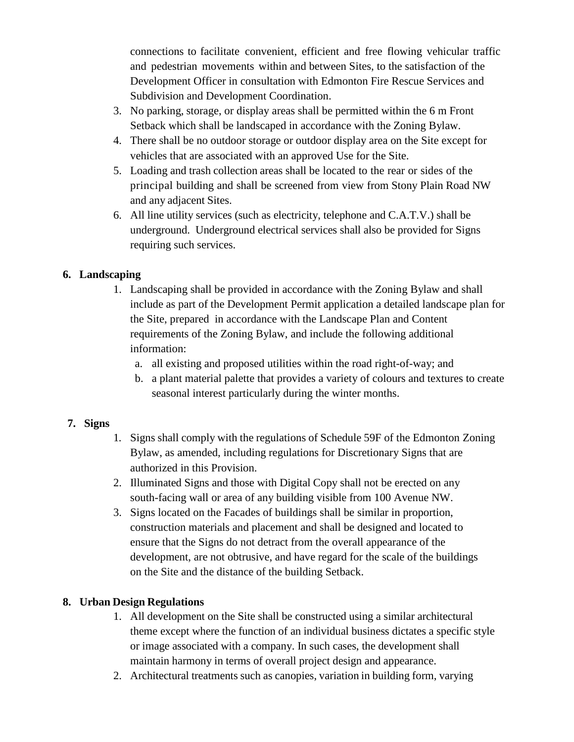connections to facilitate convenient, efficient and free flowing vehicular traffic and pedestrian movements within and between Sites, to the satisfaction of the Development Officer in consultation with Edmonton Fire Rescue Services and Subdivision and Development Coordination.

3. No parking, storage, or display areas shall be permitted within the 6 m Front Setback which shall be landscaped in accordance with the Zoning Bylaw.
4. There shall be no outdoor storage or outdoor display area on the Site except for vehicles that are associated with an approved Use for the Site.
5. Loading and trash collection areas shall be located to the rear or sides of the principal building and shall be screened from view from Stony Plain Road NW and any adjacent Sites.
6. All line utility services (such as electricity, telephone and C.A.T.V.) shall be underground. Underground electrical services shall also be provided for Signs requiring such services.

## 6. Landscaping

1. Landscaping shall be provided in accordance with the Zoning Bylaw and shall include as part of the Development Permit application a detailed landscape plan for the Site, prepared in accordance with the Landscape Plan and Content requirements of the Zoning Bylaw, and include the following additional information:
   a. all existing and proposed utilities within the road right-of-way; and
   b. a plant material palette that provides a variety of colours and textures to create seasonal interest particularly during the winter months.

## 7. Signs

1. Signs shall comply with the regulations of Schedule 59F of the Edmonton Zoning Bylaw, as amended, including regulations for Discretionary Signs that are authorized in this Provision.
2. Illuminated Signs and those with Digital Copy shall not be erected on any south-facing wall or area of any building visible from 100 Avenue NW.
3. Signs located on the Facades of buildings shall be similar in proportion, construction materials and placement and shall be designed and located to ensure that the Signs do not detract from the overall appearance of the development, are not obtrusive, and have regard for the scale of the buildings on the Site and the distance of the building Setback.

## 8. Urban Design Regulations

1. All development on the Site shall be constructed using a similar architectural theme except where the function of an individual business dictates a specific style or image associated with a company. In such cases, the development shall maintain harmony in terms of overall project design and appearance.
2. Architectural treatments such as canopies, variation in building form, varying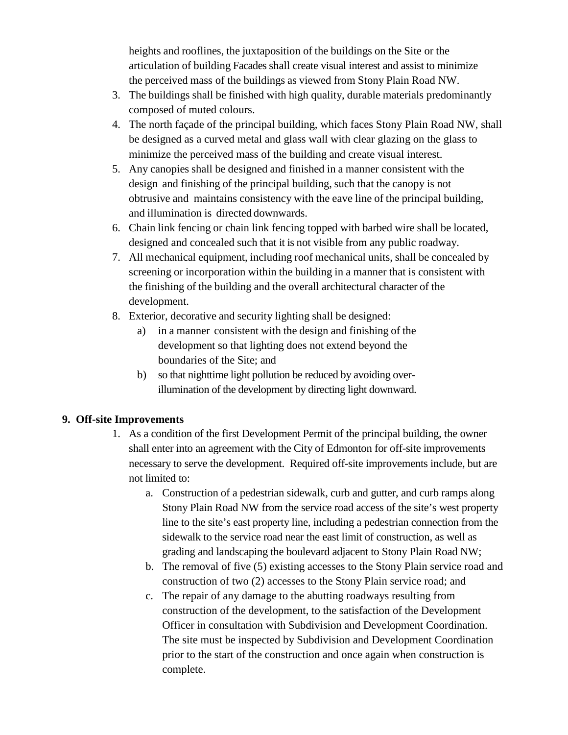heights and rooflines, the juxtaposition of the buildings on the Site or the articulation of building Facades shall create visual interest and assist to minimize the perceived mass of the buildings as viewed from Stony Plain Road NW.

3. The buildings shall be finished with high quality, durable materials predominantly composed of muted colours.
4. The north façade of the principal building, which faces Stony Plain Road NW, shall be designed as a curved metal and glass wall with clear glazing on the glass to minimize the perceived mass of the building and create visual interest.
5. Any canopies shall be designed and finished in a manner consistent with the design and finishing of the principal building, such that the canopy is not obtrusive and maintains consistency with the eave line of the principal building, and illumination is directed downwards.
6. Chain link fencing or chain link fencing topped with barbed wire shall be located, designed and concealed such that it is not visible from any public roadway.
7. All mechanical equipment, including roof mechanical units, shall be concealed by screening or incorporation within the building in a manner that is consistent with the finishing of the building and the overall architectural character of the development.
8. Exterior, decorative and security lighting shall be designed:
   a) in a manner consistent with the design and finishing of the development so that lighting does not extend beyond the boundaries of the Site; and
   b) so that nighttime light pollution be reduced by avoiding over-illumination of the development by directing light downward.

**9. Off-site Improvements**

1. As a condition of the first Development Permit of the principal building, the owner shall enter into an agreement with the City of Edmonton for off-site improvements necessary to serve the development. Required off-site improvements include, but are not limited to:
   a. Construction of a pedestrian sidewalk, curb and gutter, and curb ramps along Stony Plain Road NW from the service road access of the site's west property line to the site's east property line, including a pedestrian connection from the sidewalk to the service road near the east limit of construction, as well as grading and landscaping the boulevard adjacent to Stony Plain Road NW;
   b. The removal of five (5) existing accesses to the Stony Plain service road and construction of two (2) accesses to the Stony Plain service road; and
   c. The repair of any damage to the abutting roadways resulting from construction of the development, to the satisfaction of the Development Officer in consultation with Subdivision and Development Coordination. The site must be inspected by Subdivision and Development Coordination prior to the start of the construction and once again when construction is complete.